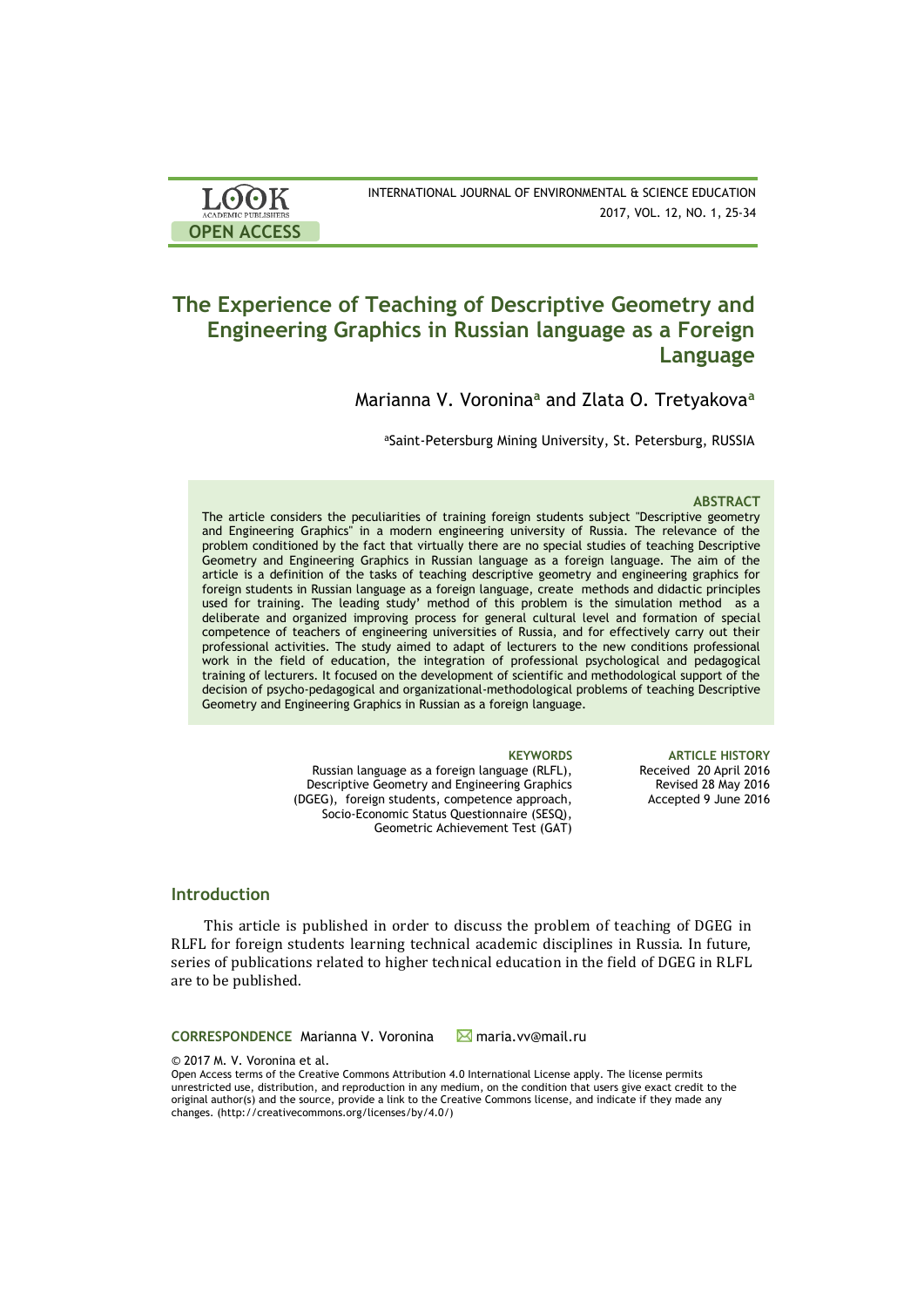# The Experience of Teaching of Descriptive Geometry and Engineering Graphics in Russian language as a Foreign Language

Marianna V. Voronina[a] and Zlata O. Tretyakova[a]

[a]Saint-Petersburg Mining University, St. Petersburg, RUSSIA

### ABSTRACT

The article considers the peculiarities of training foreign students subject "Descriptive geometry and Engineering Graphics" in a modern engineering university of Russia. The relevance of the problem conditioned by the fact that virtually there are no special studies of teaching Descriptive Geometry and Engineering Graphics in Russian language as a foreign language. The aim of the article is a definition of the tasks of teaching descriptive geometry and engineering graphics for foreign students in Russian language as a foreign language, create methods and didactic principles used for training. The leading study' method of this problem is the simulation method as a deliberate and organized improving process for general cultural level and formation of special competence of teachers of engineering universities of Russia, and for effectively carry out their professional activities. The study aimed to adapt of lecturers to the new conditions professional work in the field of education, the integration of professional psychological and pedagogical training of lecturers. It focused on the development of scientific and methodological support of the decision of psycho-pedagogical and organizational-methodological problems of teaching Descriptive Geometry and Engineering Graphics in Russian as a foreign language.

**KEYWORDS**

Russian language as a foreign language (RLFL), Descriptive Geometry and Engineering Graphics (DGEG), foreign students, competence approach, Socio-Economic Status Questionnaire (SESQ), Geometric Achievement Test (GAT)

**ARTICLE HISTORY**

Received 20 April 2016
Revised 28 May 2016
Accepted 9 June 2016

## Introduction

This article is published in order to discuss the problem of teaching of DGEG in RLFL for foreign students learning technical academic disciplines in Russia. In future, series of publications related to higher technical education in the field of DGEG in RLFL are to be published.

**CORRESPONDENCE** Marianna V. Voronina ✉ maria.vv@mail.ru

© 2017 M. V. Voronina et al.
Open Access terms of the Creative Commons Attribution 4.0 International License apply. The license permits unrestricted use, distribution, and reproduction in any medium, on the condition that users give exact credit to the original author(s) and the source, provide a link to the Creative Commons license, and indicate if they made any changes. (http://creativecommons.org/licenses/by/4.0/)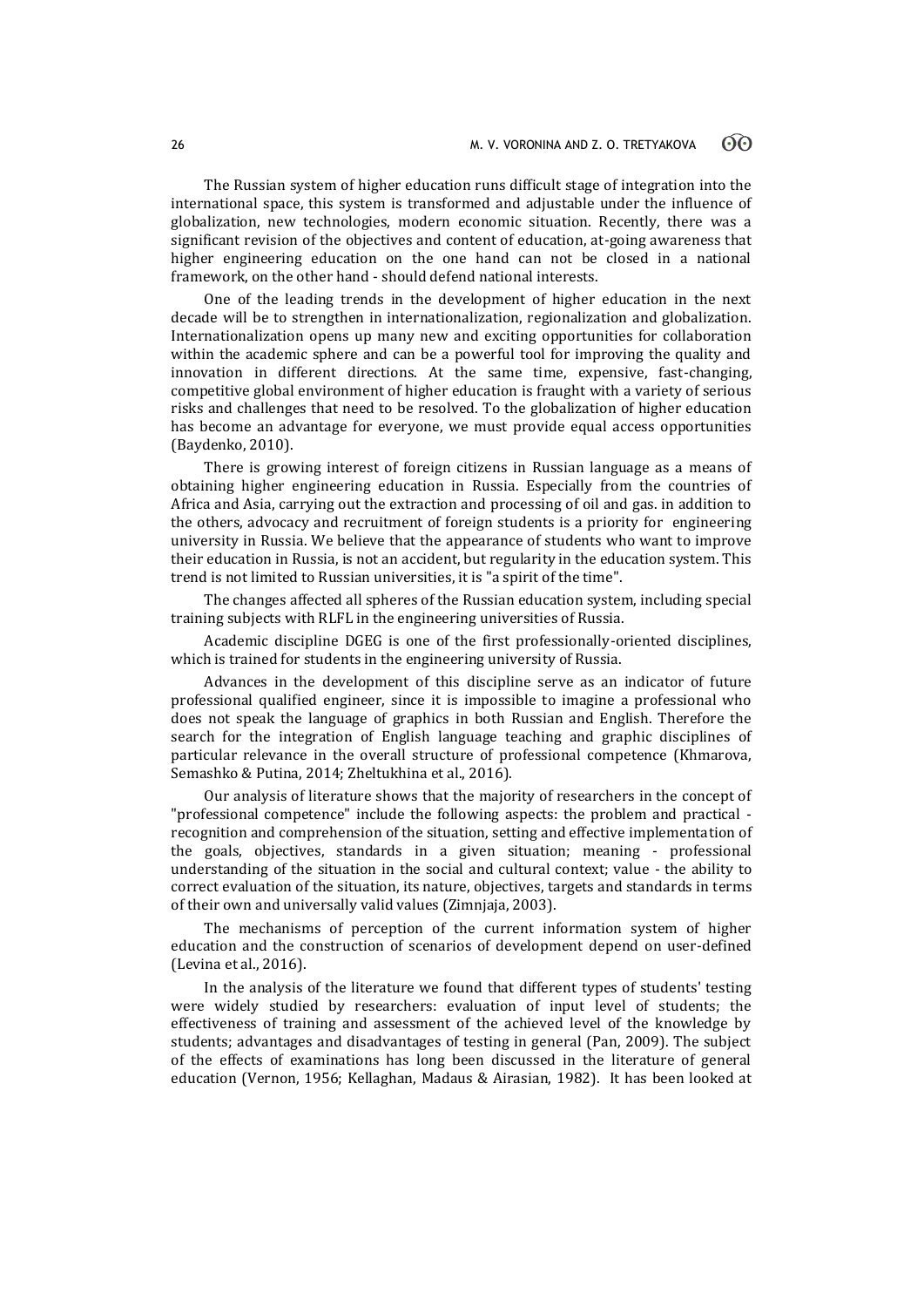The Russian system of higher education runs difficult stage of integration into the international space, this system is transformed and adjustable under the influence of globalization, new technologies, modern economic situation. Recently, there was a significant revision of the objectives and content of education, at-going awareness that higher engineering education on the one hand can not be closed in a national framework, on the other hand - should defend national interests.

One of the leading trends in the development of higher education in the next decade will be to strengthen in internationalization, regionalization and globalization. Internationalization opens up many new and exciting opportunities for collaboration within the academic sphere and can be a powerful tool for improving the quality and innovation in different directions. At the same time, expensive, fast-changing, competitive global environment of higher education is fraught with a variety of serious risks and challenges that need to be resolved. To the globalization of higher education has become an advantage for everyone, we must provide equal access opportunities (Baydenko, 2010).

There is growing interest of foreign citizens in Russian language as a means of obtaining higher engineering education in Russia. Especially from the countries of Africa and Asia, carrying out the extraction and processing of oil and gas. in addition to the others, advocacy and recruitment of foreign students is a priority for engineering university in Russia. We believe that the appearance of students who want to improve their education in Russia, is not an accident, but regularity in the education system. This trend is not limited to Russian universities, it is "a spirit of the time".

The changes affected all spheres of the Russian education system, including special training subjects with RLFL in the engineering universities of Russia.

Academic discipline DGEG is one of the first professionally-oriented disciplines, which is trained for students in the engineering university of Russia.

Advances in the development of this discipline serve as an indicator of future professional qualified engineer, since it is impossible to imagine a professional who does not speak the language of graphics in both Russian and English. Therefore the search for the integration of English language teaching and graphic disciplines of particular relevance in the overall structure of professional competence (Khmarova, Semashko & Putina, 2014; Zheltukhina et al., 2016).

Our analysis of literature shows that the majority of researchers in the concept of "professional competence" include the following aspects: the problem and practical - recognition and comprehension of the situation, setting and effective implementation of the goals, objectives, standards in a given situation; meaning - professional understanding of the situation in the social and cultural context; value - the ability to correct evaluation of the situation, its nature, objectives, targets and standards in terms of their own and universally valid values (Zimnjaja, 2003).

The mechanisms of perception of the current information system of higher education and the construction of scenarios of development depend on user-defined (Levina et al., 2016).

In the analysis of the literature we found that different types of students' testing were widely studied by researchers: evaluation of input level of students; the effectiveness of training and assessment of the achieved level of the knowledge by students; advantages and disadvantages of testing in general (Pan, 2009). The subject of the effects of examinations has long been discussed in the literature of general education (Vernon, 1956; Kellaghan, Madaus & Airasian, 1982). It has been looked at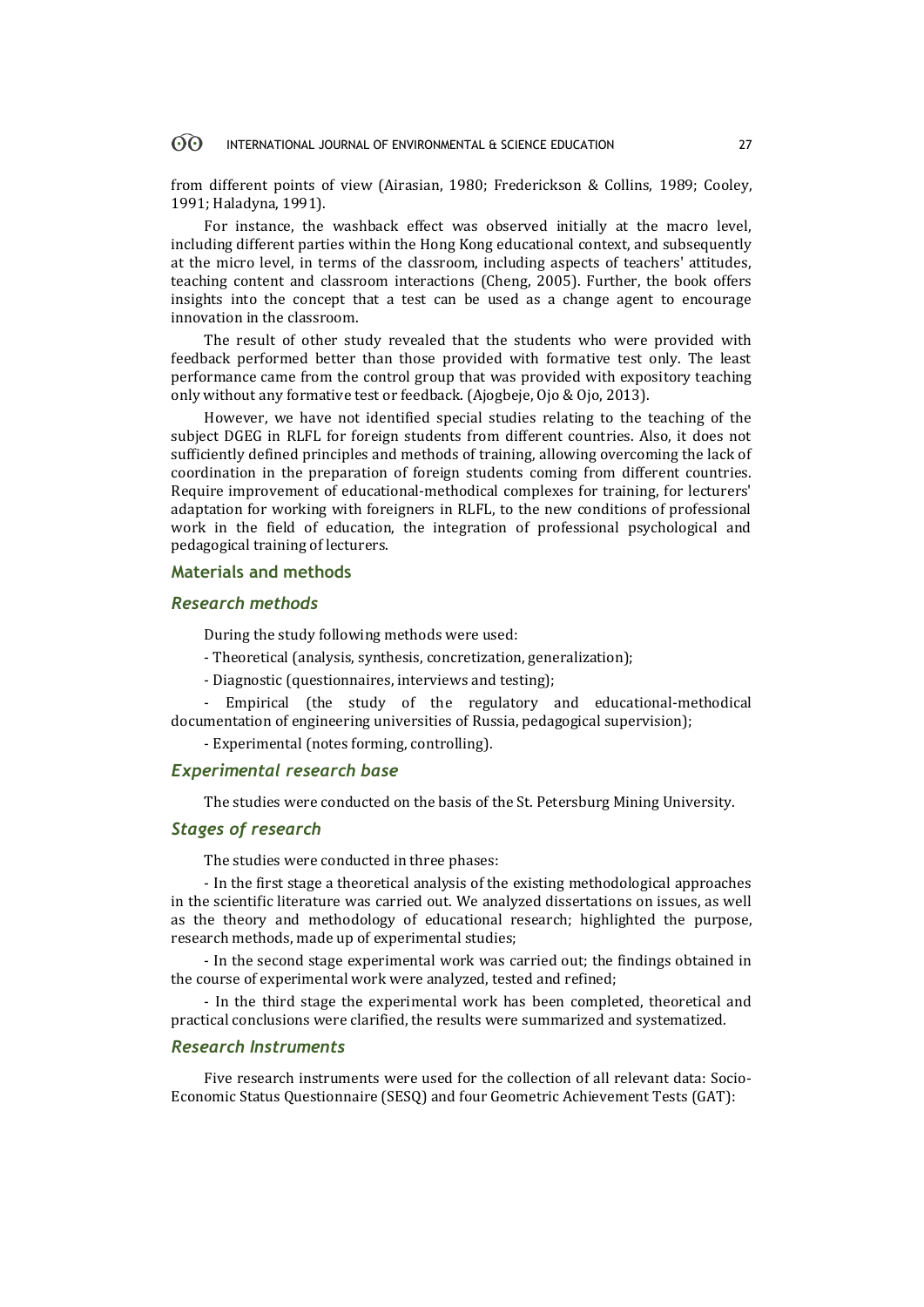from different points of view (Airasian, 1980; Frederickson & Collins, 1989; Cooley, 1991; Haladyna, 1991).

For instance, the washback effect was observed initially at the macro level, including different parties within the Hong Kong educational context, and subsequently at the micro level, in terms of the classroom, including aspects of teachers' attitudes, teaching content and classroom interactions (Cheng, 2005). Further, the book offers insights into the concept that a test can be used as a change agent to encourage innovation in the classroom.

The result of other study revealed that the students who were provided with feedback performed better than those provided with formative test only. The least performance came from the control group that was provided with expository teaching only without any formative test or feedback. (Ajogbeje, Ojo & Ojo, 2013).

However, we have not identified special studies relating to the teaching of the subject DGEG in RLFL for foreign students from different countries. Also, it does not sufficiently defined principles and methods of training, allowing overcoming the lack of coordination in the preparation of foreign students coming from different countries. Require improvement of educational-methodical complexes for training, for lecturers' adaptation for working with foreigners in RLFL, to the new conditions of professional work in the field of education, the integration of professional psychological and pedagogical training of lecturers.

## Materials and methods

### *Research methods*

During the study following methods were used:

- Theoretical (analysis, synthesis, concretization, generalization);

- Diagnostic (questionnaires, interviews and testing);

- Empirical (the study of the regulatory and educational-methodical documentation of engineering universities of Russia, pedagogical supervision);

- Experimental (notes forming, controlling).

### *Experimental research base*

The studies were conducted on the basis of the St. Petersburg Mining University.

### *Stages of research*

The studies were conducted in three phases:

- In the first stage a theoretical analysis of the existing methodological approaches in the scientific literature was carried out. We analyzed dissertations on issues, as well as the theory and methodology of educational research; highlighted the purpose, research methods, made up of experimental studies;

- In the second stage experimental work was carried out; the findings obtained in the course of experimental work were analyzed, tested and refined;

- In the third stage the experimental work has been completed, theoretical and practical conclusions were clarified, the results were summarized and systematized.

### *Research Instruments*

Five research instruments were used for the collection of all relevant data: Socio-Economic Status Questionnaire (SESQ) and four Geometric Achievement Tests (GAT):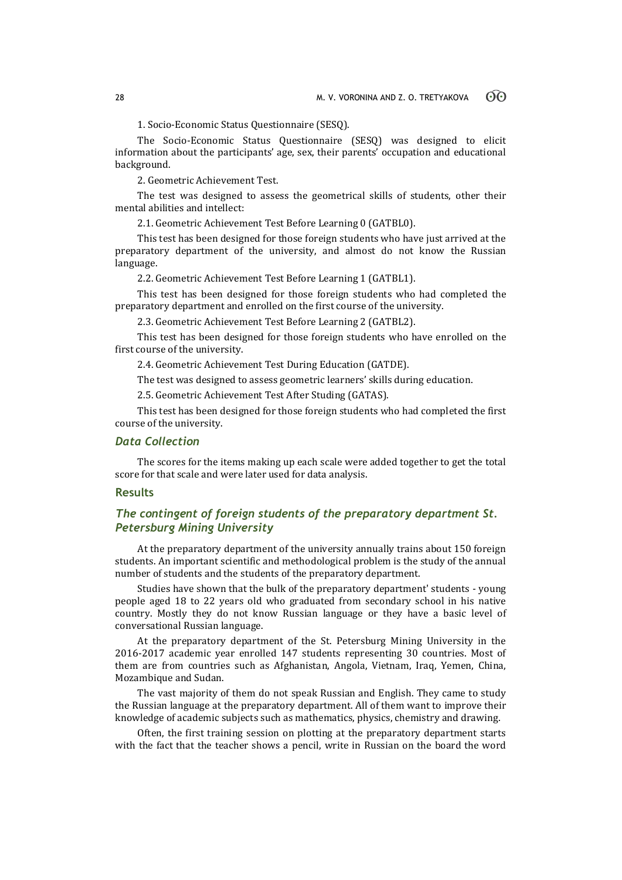1. Socio-Economic Status Questionnaire (SESQ).

The Socio-Economic Status Questionnaire (SESQ) was designed to elicit information about the participants' age, sex, their parents' occupation and educational background.

2. Geometric Achievement Test.

The test was designed to assess the geometrical skills of students, other their mental abilities and intellect:

2.1. Geometric Achievement Test Before Learning 0 (GATBL0).

This test has been designed for those foreign students who have just arrived at the preparatory department of the university, and almost do not know the Russian language.

2.2. Geometric Achievement Test Before Learning 1 (GATBL1).

This test has been designed for those foreign students who had completed the preparatory department and enrolled on the first course of the university.

2.3. Geometric Achievement Test Before Learning 2 (GATBL2).

This test has been designed for those foreign students who have enrolled on the first course of the university.

2.4. Geometric Achievement Test During Education (GATDE).

The test was designed to assess geometric learners' skills during education.

2.5. Geometric Achievement Test After Studing (GATAS).

This test has been designed for those foreign students who had completed the first course of the university.

### *Data Collection*

The scores for the items making up each scale were added together to get the total score for that scale and were later used for data analysis.

## Results

### *The contingent of foreign students of the preparatory department St. Petersburg Mining University*

At the preparatory department of the university annually trains about 150 foreign students. An important scientific and methodological problem is the study of the annual number of students and the students of the preparatory department.

Studies have shown that the bulk of the preparatory department' students - young people aged 18 to 22 years old who graduated from secondary school in his native country. Mostly they do not know Russian language or they have a basic level of conversational Russian language.

At the preparatory department of the St. Petersburg Mining University in the 2016-2017 academic year enrolled 147 students representing 30 countries. Most of them are from countries such as Afghanistan, Angola, Vietnam, Iraq, Yemen, China, Mozambique and Sudan.

The vast majority of them do not speak Russian and English. They came to study the Russian language at the preparatory department. All of them want to improve their knowledge of academic subjects such as mathematics, physics, chemistry and drawing.

Often, the first training session on plotting at the preparatory department starts with the fact that the teacher shows a pencil, write in Russian on the board the word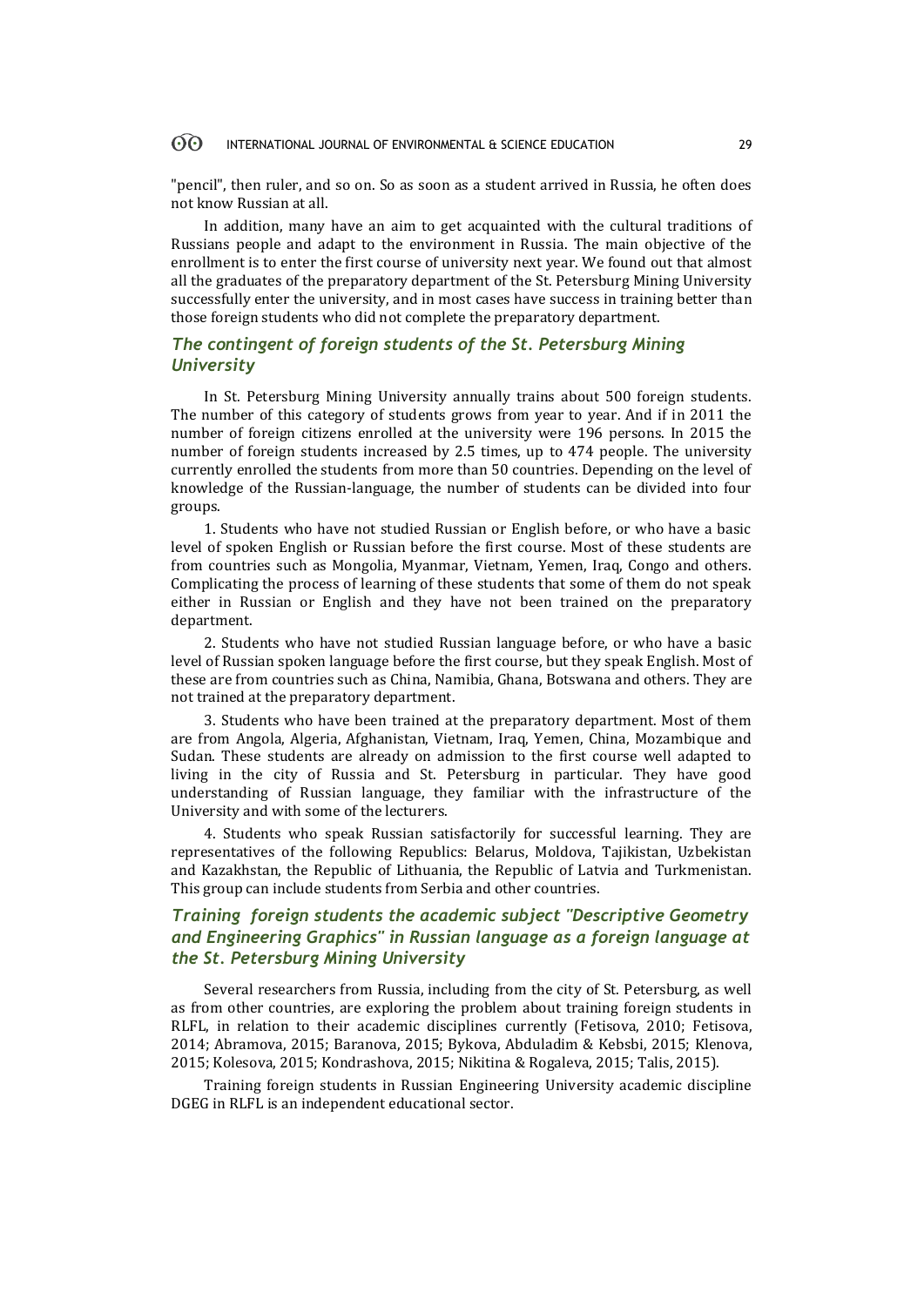"pencil", then ruler, and so on. So as soon as a student arrived in Russia, he often does not know Russian at all.

In addition, many have an aim to get acquainted with the cultural traditions of Russians people and adapt to the environment in Russia. The main objective of the enrollment is to enter the first course of university next year. We found out that almost all the graduates of the preparatory department of the St. Petersburg Mining University successfully enter the university, and in most cases have success in training better than those foreign students who did not complete the preparatory department.

### *The contingent of foreign students of the St. Petersburg Mining University*

In St. Petersburg Mining University annually trains about 500 foreign students. The number of this category of students grows from year to year. And if in 2011 the number of foreign citizens enrolled at the university were 196 persons. In 2015 the number of foreign students increased by 2.5 times, up to 474 people. The university currently enrolled the students from more than 50 countries. Depending on the level of knowledge of the Russian-language, the number of students can be divided into four groups.

1. Students who have not studied Russian or English before, or who have a basic level of spoken English or Russian before the first course. Most of these students are from countries such as Mongolia, Myanmar, Vietnam, Yemen, Iraq, Congo and others. Complicating the process of learning of these students that some of them do not speak either in Russian or English and they have not been trained on the preparatory department.

2. Students who have not studied Russian language before, or who have a basic level of Russian spoken language before the first course, but they speak English. Most of these are from countries such as China, Namibia, Ghana, Botswana and others. They are not trained at the preparatory department.

3. Students who have been trained at the preparatory department. Most of them are from Angola, Algeria, Afghanistan, Vietnam, Iraq, Yemen, China, Mozambique and Sudan. These students are already on admission to the first course well adapted to living in the city of Russia and St. Petersburg in particular. They have good understanding of Russian language, they familiar with the infrastructure of the University and with some of the lecturers.

4. Students who speak Russian satisfactorily for successful learning. They are representatives of the following Republics: Belarus, Moldova, Tajikistan, Uzbekistan and Kazakhstan, the Republic of Lithuania, the Republic of Latvia and Turkmenistan. This group can include students from Serbia and other countries.

### *Training foreign students the academic subject "Descriptive Geometry and Engineering Graphics" in Russian language as a foreign language at the St. Petersburg Mining University*

Several researchers from Russia, including from the city of St. Petersburg, as well as from other countries, are exploring the problem about training foreign students in RLFL, in relation to their academic disciplines currently (Fetisova, 2010; Fetisova, 2014; Abramova, 2015; Baranova, 2015; Bykova, Abduladim & Kebsbi, 2015; Klenova, 2015; Kolesova, 2015; Kondrashova, 2015; Nikitina & Rogaleva, 2015; Talis, 2015).

Training foreign students in Russian Engineering University academic discipline DGEG in RLFL is an independent educational sector.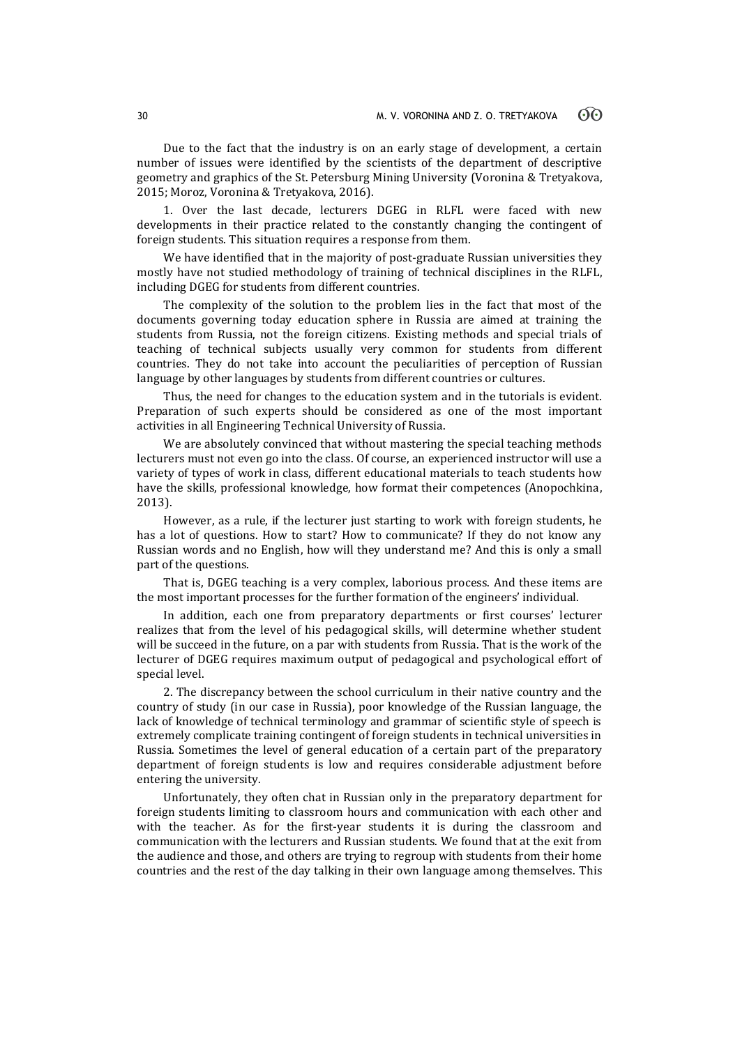Due to the fact that the industry is on an early stage of development, a certain number of issues were identified by the scientists of the department of descriptive geometry and graphics of the St. Petersburg Mining University (Voronina & Tretyakova, 2015; Moroz, Voronina & Tretyakova, 2016).

1. Over the last decade, lecturers DGEG in RLFL were faced with new developments in their practice related to the constantly changing the contingent of foreign students. This situation requires a response from them.

We have identified that in the majority of post-graduate Russian universities they mostly have not studied methodology of training of technical disciplines in the RLFL, including DGEG for students from different countries.

The complexity of the solution to the problem lies in the fact that most of the documents governing today education sphere in Russia are aimed at training the students from Russia, not the foreign citizens. Existing methods and special trials of teaching of technical subjects usually very common for students from different countries. They do not take into account the peculiarities of perception of Russian language by other languages by students from different countries or cultures.

Thus, the need for changes to the education system and in the tutorials is evident. Preparation of such experts should be considered as one of the most important activities in all Engineering Technical University of Russia.

We are absolutely convinced that without mastering the special teaching methods lecturers must not even go into the class. Of course, an experienced instructor will use a variety of types of work in class, different educational materials to teach students how have the skills, professional knowledge, how format their competences (Anopochkina, 2013).

However, as a rule, if the lecturer just starting to work with foreign students, he has a lot of questions. How to start? How to communicate? If they do not know any Russian words and no English, how will they understand me? And this is only a small part of the questions.

That is, DGEG teaching is a very complex, laborious process. And these items are the most important processes for the further formation of the engineers' individual.

In addition, each one from preparatory departments or first courses' lecturer realizes that from the level of his pedagogical skills, will determine whether student will be succeed in the future, on a par with students from Russia. That is the work of the lecturer of DGEG requires maximum output of pedagogical and psychological effort of special level.

2. The discrepancy between the school curriculum in their native country and the country of study (in our case in Russia), poor knowledge of the Russian language, the lack of knowledge of technical terminology and grammar of scientific style of speech is extremely complicate training contingent of foreign students in technical universities in Russia. Sometimes the level of general education of a certain part of the preparatory department of foreign students is low and requires considerable adjustment before entering the university.

Unfortunately, they often chat in Russian only in the preparatory department for foreign students limiting to classroom hours and communication with each other and with the teacher. As for the first-year students it is during the classroom and communication with the lecturers and Russian students. We found that at the exit from the audience and those, and others are trying to regroup with students from their home countries and the rest of the day talking in their own language among themselves. This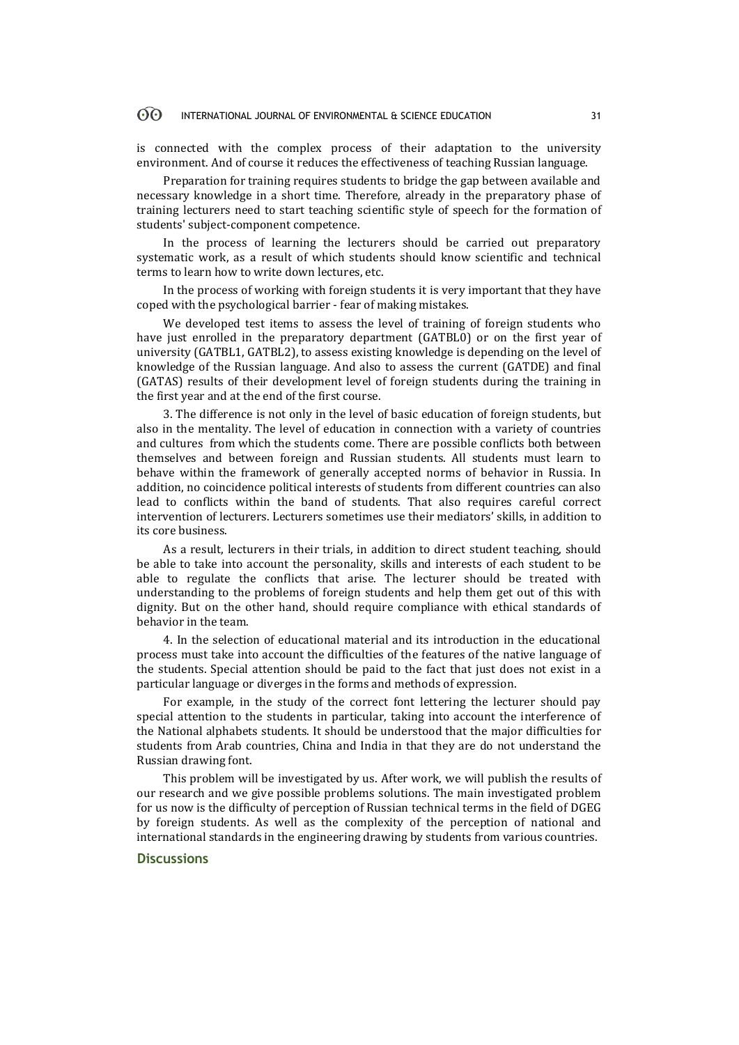is connected with the complex process of their adaptation to the university environment. And of course it reduces the effectiveness of teaching Russian language.

Preparation for training requires students to bridge the gap between available and necessary knowledge in a short time. Therefore, already in the preparatory phase of training lecturers need to start teaching scientific style of speech for the formation of students' subject-component competence.

In the process of learning the lecturers should be carried out preparatory systematic work, as a result of which students should know scientific and technical terms to learn how to write down lectures, etc.

In the process of working with foreign students it is very important that they have coped with the psychological barrier - fear of making mistakes.

We developed test items to assess the level of training of foreign students who have just enrolled in the preparatory department (GATBL0) or on the first year of university (GATBL1, GATBL2), to assess existing knowledge is depending on the level of knowledge of the Russian language. And also to assess the current (GATDE) and final (GATAS) results of their development level of foreign students during the training in the first year and at the end of the first course.

3. The difference is not only in the level of basic education of foreign students, but also in the mentality. The level of education in connection with a variety of countries and cultures from which the students come. There are possible conflicts both between themselves and between foreign and Russian students. All students must learn to behave within the framework of generally accepted norms of behavior in Russia. In addition, no coincidence political interests of students from different countries can also lead to conflicts within the band of students. That also requires careful correct intervention of lecturers. Lecturers sometimes use their mediators' skills, in addition to its core business.

As a result, lecturers in their trials, in addition to direct student teaching, should be able to take into account the personality, skills and interests of each student to be able to regulate the conflicts that arise. The lecturer should be treated with understanding to the problems of foreign students and help them get out of this with dignity. But on the other hand, should require compliance with ethical standards of behavior in the team.

4. In the selection of educational material and its introduction in the educational process must take into account the difficulties of the features of the native language of the students. Special attention should be paid to the fact that just does not exist in a particular language or diverges in the forms and methods of expression.

For example, in the study of the correct font lettering the lecturer should pay special attention to the students in particular, taking into account the interference of the National alphabets students. It should be understood that the major difficulties for students from Arab countries, China and India in that they are do not understand the Russian drawing font.

This problem will be investigated by us. After work, we will publish the results of our research and we give possible problems solutions. The main investigated problem for us now is the difficulty of perception of Russian technical terms in the field of DGEG by foreign students. As well as the complexity of the perception of national and international standards in the engineering drawing by students from various countries.

## Discussions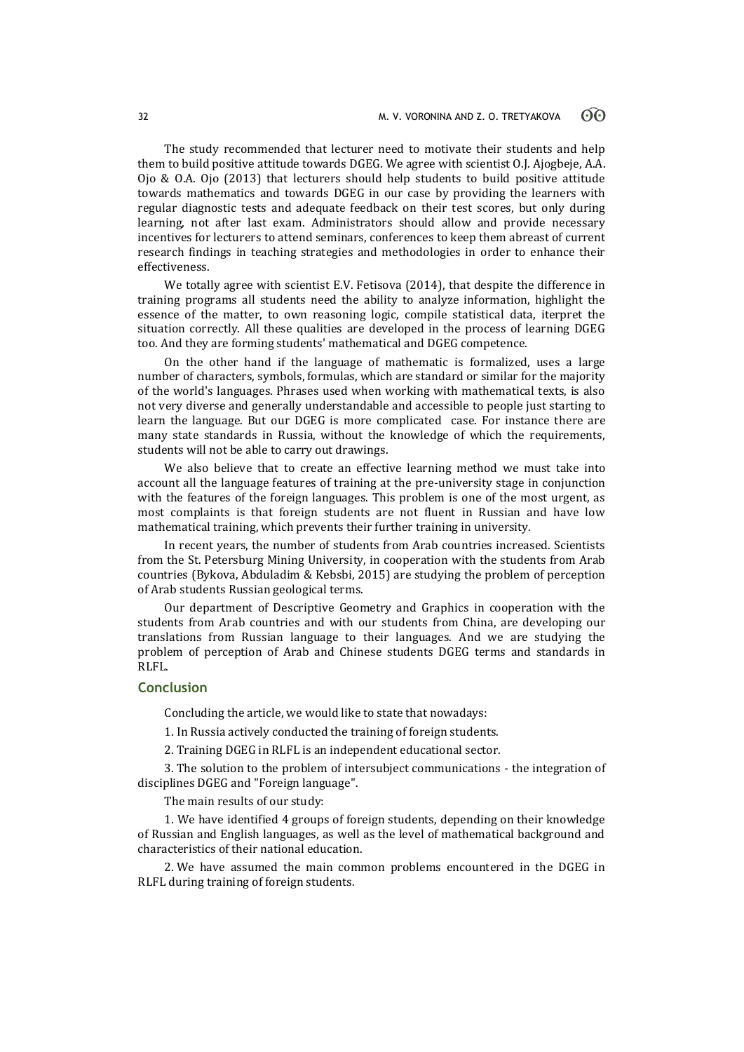The study recommended that lecturer need to motivate their students and help them to build positive attitude towards DGEG. We agree with scientist O.J. Ajogbeje, A.A. Ojo & O.A. Ojo (2013) that lecturers should help students to build positive attitude towards mathematics and towards DGEG in our case by providing the learners with regular diagnostic tests and adequate feedback on their test scores, but only during learning, not after last exam. Administrators should allow and provide necessary incentives for lecturers to attend seminars, conferences to keep them abreast of current research findings in teaching strategies and methodologies in order to enhance their effectiveness.

We totally agree with scientist E.V. Fetisova (2014), that despite the difference in training programs all students need the ability to analyze information, highlight the essence of the matter, to own reasoning logic, compile statistical data, iterpret the situation correctly. All these qualities are developed in the process of learning DGEG too. And they are forming students' mathematical and DGEG competence.

On the other hand if the language of mathematic is formalized, uses a large number of characters, symbols, formulas, which are standard or similar for the majority of the world's languages. Phrases used when working with mathematical texts, is also not very diverse and generally understandable and accessible to people just starting to learn the language. But our DGEG is more complicated case. For instance there are many state standards in Russia, without the knowledge of which the requirements, students will not be able to carry out drawings.

We also believe that to create an effective learning method we must take into account all the language features of training at the pre-university stage in conjunction with the features of the foreign languages. This problem is one of the most urgent, as most complaints is that foreign students are not fluent in Russian and have low mathematical training, which prevents their further training in university.

In recent years, the number of students from Arab countries increased. Scientists from the St. Petersburg Mining University, in cooperation with the students from Arab countries (Bykova, Abduladim & Kebsbi, 2015) are studying the problem of perception of Arab students Russian geological terms.

Our department of Descriptive Geometry and Graphics in cooperation with the students from Arab countries and with our students from China, are developing our translations from Russian language to their languages. And we are studying the problem of perception of Arab and Chinese students DGEG terms and standards in RLFL.

## Conclusion

Concluding the article, we would like to state that nowadays:

1. In Russia actively conducted the training of foreign students.

2. Training DGEG in RLFL is an independent educational sector.

3. The solution to the problem of intersubject communications - the integration of disciplines DGEG and "Foreign language".

The main results of our study:

1. We have identified 4 groups of foreign students, depending on their knowledge of Russian and English languages, as well as the level of mathematical background and characteristics of their national education.

2. We have assumed the main common problems encountered in the DGEG in RLFL during training of foreign students.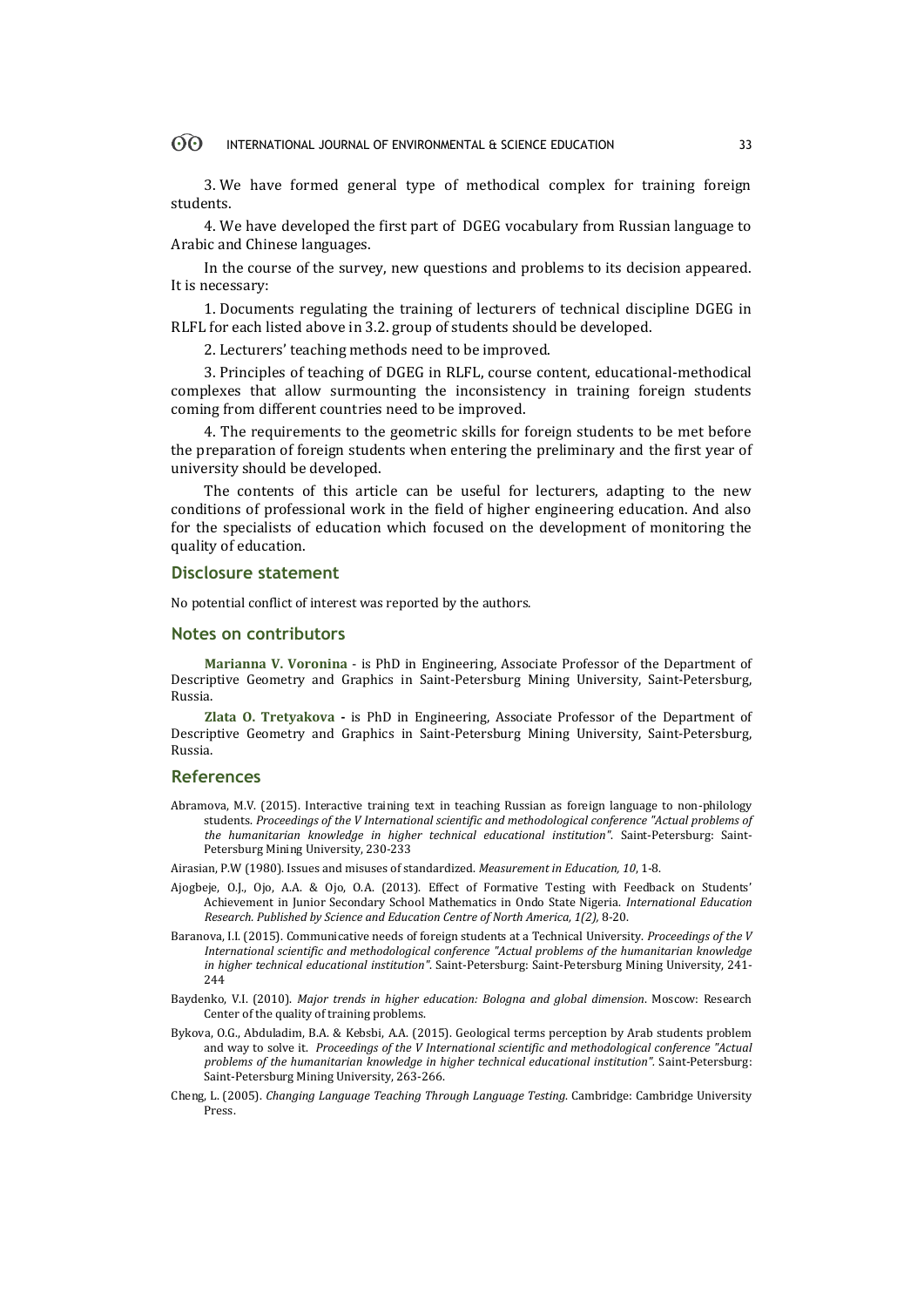3. We have formed general type of methodical complex for training foreign students.

4. We have developed the first part of DGEG vocabulary from Russian language to Arabic and Chinese languages.

In the course of the survey, new questions and problems to its decision appeared. It is necessary:

1. Documents regulating the training of lecturers of technical discipline DGEG in RLFL for each listed above in 3.2. group of students should be developed.

2. Lecturers' teaching methods need to be improved.

3. Principles of teaching of DGEG in RLFL, course content, educational-methodical complexes that allow surmounting the inconsistency in training foreign students coming from different countries need to be improved.

4. The requirements to the geometric skills for foreign students to be met before the preparation of foreign students when entering the preliminary and the first year of university should be developed.

The contents of this article can be useful for lecturers, adapting to the new conditions of professional work in the field of higher engineering education. And also for the specialists of education which focused on the development of monitoring the quality of education.

## Disclosure statement

No potential conflict of interest was reported by the authors.

## Notes on contributors

**Marianna V. Voronina** - is PhD in Engineering, Associate Professor of the Department of Descriptive Geometry and Graphics in Saint-Petersburg Mining University, Saint-Petersburg, Russia.

**Zlata O. Tretyakova -** is PhD in Engineering, Associate Professor of the Department of Descriptive Geometry and Graphics in Saint-Petersburg Mining University, Saint-Petersburg, Russia.

## References

Abramova, M.V. (2015). Interactive training text in teaching Russian as foreign language to non-philology students. *Proceedings of the V International scientific and methodological conference "Actual problems of the humanitarian knowledge in higher technical educational institution"*. Saint-Petersburg: Saint-Petersburg Mining University, 230-233

Airasian, P.W (1980). Issues and misuses of standardized. *Measurement in Education, 10*, 1-8.

Ajogbeje, O.J., Ojo, A.A. & Ojo, O.A. (2013). Effect of Formative Testing with Feedback on Students' Achievement in Junior Secondary School Mathematics in Ondo State Nigeria. *International Education Research. Published by Science and Education Centre of North America, 1(2)*, 8-20.

Baranova, I.I. (2015). Communicative needs of foreign students at a Technical University. *Proceedings of the V International scientific and methodological conference "Actual problems of the humanitarian knowledge in higher technical educational institution"*. Saint-Petersburg: Saint-Petersburg Mining University, 241-244

Baydenko, V.I. (2010). *Major trends in higher education: Bologna and global dimension*. Moscow: Research Center of the quality of training problems.

Bykova, O.G., Abduladim, B.A. & Kebsbi, A.A. (2015). Geological terms perception by Arab students problem and way to solve it. *Proceedings of the V International scientific and methodological conference "Actual problems of the humanitarian knowledge in higher technical educational institution"*. Saint-Petersburg: Saint-Petersburg Mining University, 263-266.

Cheng, L. (2005). *Changing Language Teaching Through Language Testing*. Cambridge: Cambridge University Press.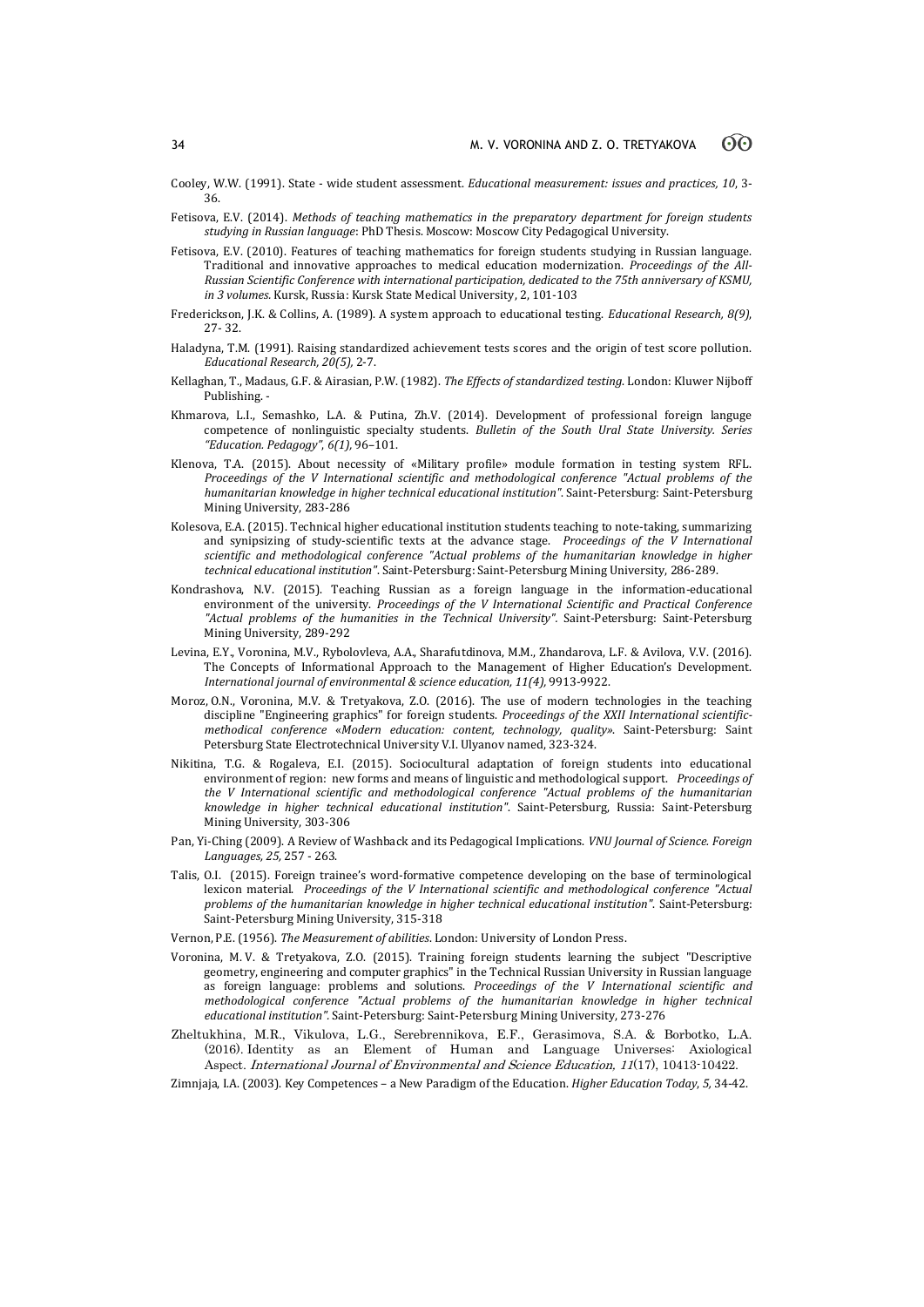Cooley, W.W. (1991). State - wide student assessment. *Educational measurement: issues and practices, 10*, 3-36.

Fetisova, E.V. (2014). *Methods of teaching mathematics in the preparatory department for foreign students studying in Russian language*: PhD Thesis. Moscow: Moscow City Pedagogical University.

Fetisova, E.V. (2010). Features of teaching mathematics for foreign students studying in Russian language. Traditional and innovative approaches to medical education modernization. *Proceedings of the All-Russian Scientific Conference with international participation, dedicated to the 75th anniversary of KSMU, in 3 volumes*. Kursk, Russia: Kursk State Medical University, 2, 101-103

Frederickson, J.K. & Collins, A. (1989). A system approach to educational testing. *Educational Research, 8(9)*, 27- 32.

Haladyna, T.M. (1991). Raising standardized achievement tests scores and the origin of test score pollution. *Educational Research, 20(5)*, 2-7.

Kellaghan, T., Madaus, G.F. & Airasian, P.W. (1982). *The Effects of standardized testing*. London: Kluwer Nijboff Publishing. -

Khmarova, L.I., Semashko, L.A. & Putina, Zh.V. (2014). Development of professional foreign languge competence of nonlinguistic specialty students. *Bulletin of the South Ural State University. Series "Education. Pedagogy", 6(1)*, 96–101.

Klenova, T.A. (2015). About necessity of «Military profile» module formation in testing system RFL. *Proceedings of the V International scientific and methodological conference "Actual problems of the humanitarian knowledge in higher technical educational institution"*. Saint-Petersburg: Saint-Petersburg Mining University, 283-286

Kolesova, E.A. (2015). Technical higher educational institution students teaching to note-taking, summarizing and synipsizing of study-scientific texts at the advance stage. *Proceedings of the V International scientific and methodological conference "Actual problems of the humanitarian knowledge in higher technical educational institution"*. Saint-Petersburg: Saint-Petersburg Mining University, 286-289.

Kondrashova, N.V. (2015). Teaching Russian as a foreign language in the information-educational environment of the university. *Proceedings of the V International Scientific and Practical Conference "Actual problems of the humanities in the Technical University"*. Saint-Petersburg: Saint-Petersburg Mining University, 289-292

Levina, E.Y., Voronina, M.V., Rybolovleva, A.A., Sharafutdinova, M.M., Zhandarova, L.F. & Avilova, V.V. (2016). The Concepts of Informational Approach to the Management of Higher Education's Development. *International journal of environmental & science education, 11(4)*, 9913-9922.

Moroz, O.N., Voronina, M.V. & Tretyakova, Z.O. (2016). The use of modern technologies in the teaching discipline "Engineering graphics" for foreign students. *Proceedings of the XXII International scientific-methodical conference «Modern education: content, technology, quality»*. Saint-Petersburg: Saint Petersburg State Electrotechnical University V.I. Ulyanov named, 323-324.

Nikitina, T.G. & Rogaleva, E.I. (2015). Sociocultural adaptation of foreign students into educational environment of region: new forms and means of linguistic and methodological support. *Proceedings of the V International scientific and methodological conference "Actual problems of the humanitarian knowledge in higher technical educational institution"*. Saint-Petersburg, Russia: Saint-Petersburg Mining University, 303-306

Pan, Yi-Ching (2009). A Review of Washback and its Pedagogical Implications. *VNU Journal of Science. Foreign Languages, 25*, 257 - 263.

Talis, O.I. (2015). Foreign trainee's word-formative competence developing on the base of terminological lexicon material. *Proceedings of the V International scientific and methodological conference "Actual problems of the humanitarian knowledge in higher technical educational institution"*. Saint-Petersburg: Saint-Petersburg Mining University, 315-318

Vernon, P.E. (1956). *The Measurement of abilities*. London: University of London Press.

Voronina, M. V. & Tretyakova, Z.O. (2015). Training foreign students learning the subject "Descriptive geometry, engineering and computer graphics" in the Technical Russian University in Russian language as foreign language: problems and solutions. *Proceedings of the V International scientific and methodological conference "Actual problems of the humanitarian knowledge in higher technical educational institution"*. Saint-Petersburg: Saint-Petersburg Mining University, 273-276

Zheltukhina, M.R., Vikulova, L.G., Serebrennikova, E.F., Gerasimova, S.A. & Borbotko, L.A. (2016). Identity as an Element of Human and Language Universes: Axiological Aspect. *International Journal of Environmental and Science Education, 11*(17), 10413-10422.

Zimnjaja, I.A. (2003). Key Competences – a New Paradigm of the Education. *Higher Education Today, 5*, 34-42.